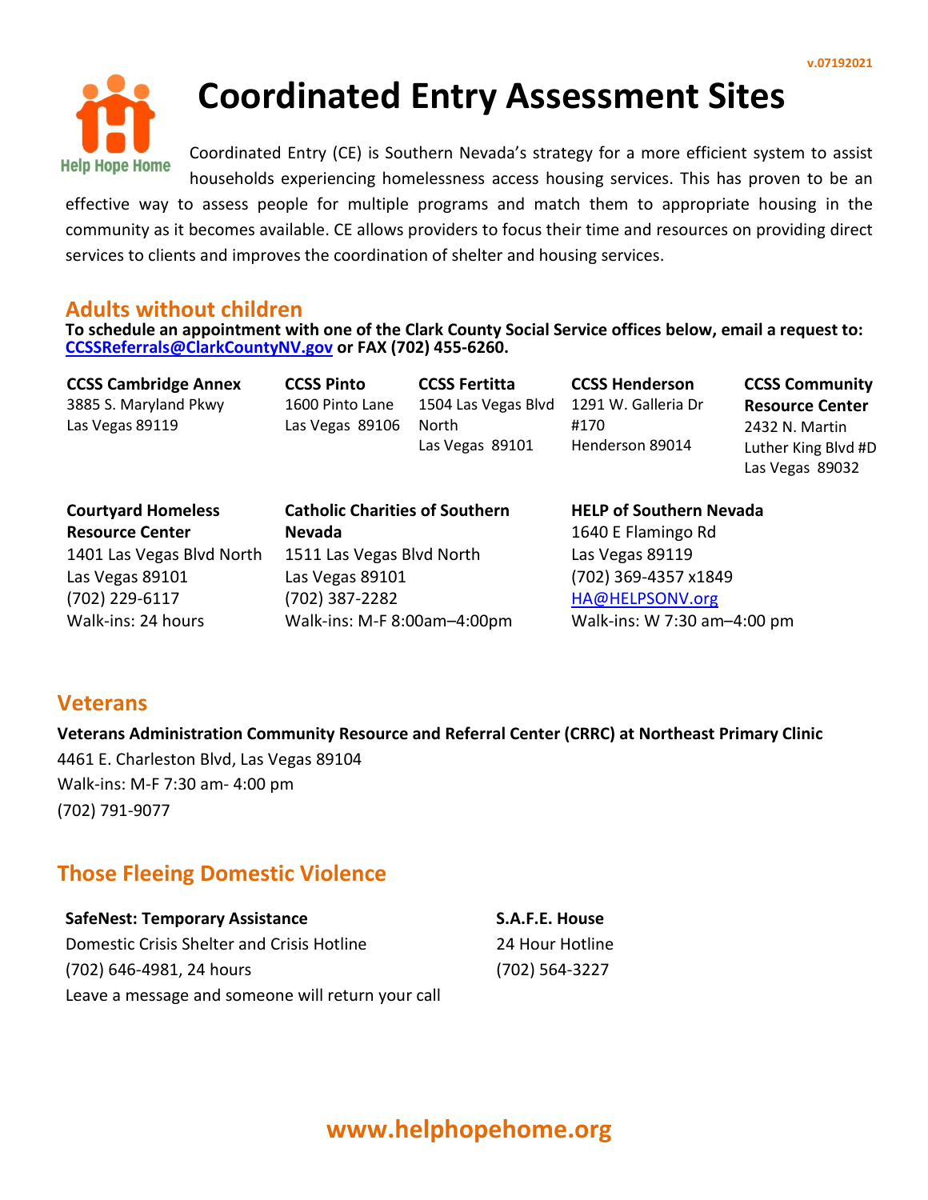v.07192021

# Coordinated Entry Assessment Sites

Help Hope Home

Coordinated Entry (CE) is Southern Nevada's strategy for a more efficient system to assist households experiencing homelessness access housing services. This has proven to be an effective way to assess people for multiple programs and match them to appropriate housing in the community as it becomes available. CE allows providers to focus their time and resources on providing direct services to clients and improves the coordination of shelter and housing services.

## Adults without children

**To schedule an appointment with one of the Clark County Social Service offices below, email a request to: [CCSSReferrals@ClarkCountyNV.gov](mailto:CCSSReferrals@ClarkCountyNV.gov) or FAX (702) 455-6260.**

**CCSS Cambridge Annex**
3885 S. Maryland Pkwy
Las Vegas 89119

**CCSS Pinto**
1600 Pinto Lane
Las Vegas 89106

**CCSS Fertitta**
1504 Las Vegas Blvd North
Las Vegas 89101

**CCSS Henderson**
1291 W. Galleria Dr #170
Henderson 89014

**CCSS Community Resource Center**
2432 N. Martin Luther King Blvd #D
Las Vegas 89032

**Courtyard Homeless Resource Center**
1401 Las Vegas Blvd North
Las Vegas 89101
(702) 229-6117
Walk-ins: 24 hours

**Catholic Charities of Southern Nevada**
1511 Las Vegas Blvd North
Las Vegas 89101
(702) 387-2282
Walk-ins: M-F 8:00am–4:00pm

**HELP of Southern Nevada**
1640 E Flamingo Rd
Las Vegas 89119
(702) 369-4357 x1849
[HA@HELPSONV.org](mailto:HA@HELPSONV.org)
Walk-ins: W 7:30 am–4:00 pm

## Veterans

**Veterans Administration Community Resource and Referral Center (CRRC) at Northeast Primary Clinic**
4461 E. Charleston Blvd, Las Vegas 89104
Walk-ins: M-F 7:30 am- 4:00 pm
(702) 791-9077

## Those Fleeing Domestic Violence

**SafeNest: Temporary Assistance**
Domestic Crisis Shelter and Crisis Hotline
(702) 646-4981, 24 hours
Leave a message and someone will return your call

**S.A.F.E. House**
24 Hour Hotline
(702) 564-3227

**www.helphopehome.org**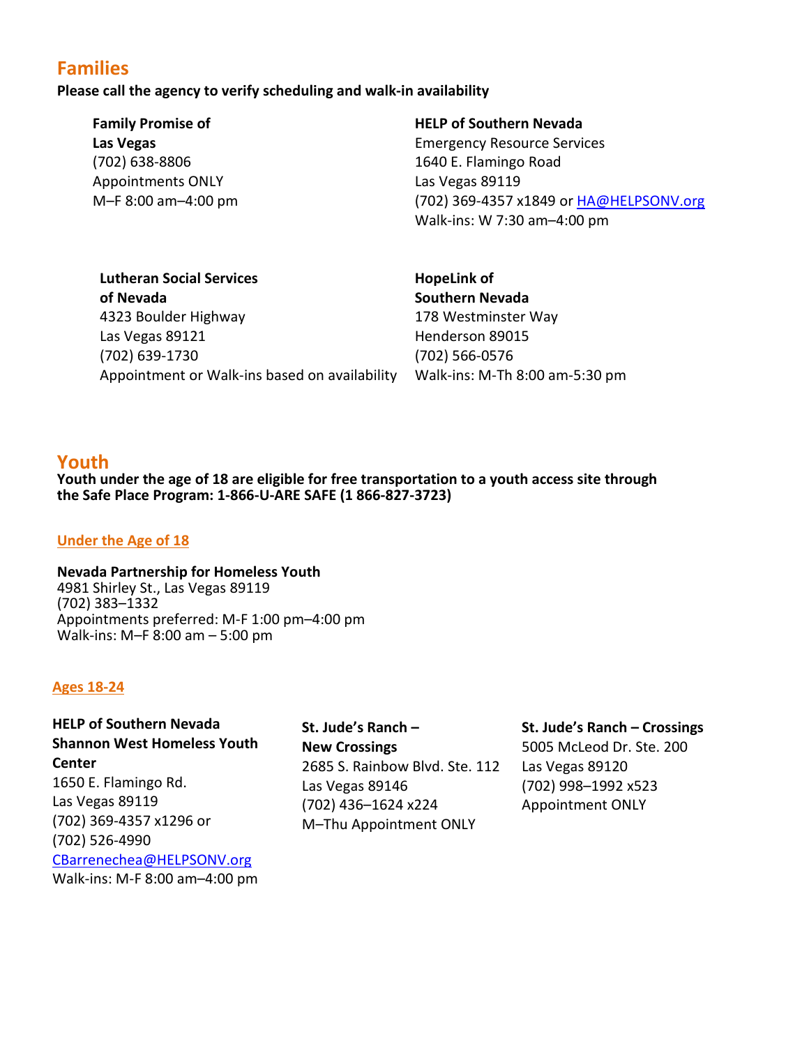## Families

**Please call the agency to verify scheduling and walk-in availability**

**Family Promise of Las Vegas**
(702) 638-8806
Appointments ONLY
M–F 8:00 am–4:00 pm

**HELP of Southern Nevada**
Emergency Resource Services
1640 E. Flamingo Road
Las Vegas 89119
(702) 369-4357 x1849 or HA@HELPSONV.org
Walk-ins: W 7:30 am–4:00 pm

**Lutheran Social Services of Nevada**
4323 Boulder Highway
Las Vegas 89121
(702) 639-1730
Appointment or Walk-ins based on availability

**HopeLink of Southern Nevada**
178 Westminster Way
Henderson 89015
(702) 566-0576
Walk-ins: M-Th 8:00 am-5:30 pm

## Youth

**Youth under the age of 18 are eligible for free transportation to a youth access site through the Safe Place Program: 1-866-U-ARE SAFE (1 866-827-3723)**

### Under the Age of 18

**Nevada Partnership for Homeless Youth**
4981 Shirley St., Las Vegas 89119
(702) 383–1332
Appointments preferred: M-F 1:00 pm–4:00 pm
Walk-ins: M–F 8:00 am – 5:00 pm

### Ages 18-24

**HELP of Southern Nevada Shannon West Homeless Youth Center**
1650 E. Flamingo Rd.
Las Vegas 89119
(702) 369-4357 x1296 or
(702) 526-4990
CBarrenechea@HELPSONV.org
Walk-ins: M-F 8:00 am–4:00 pm

**St. Jude's Ranch – New Crossings**
2685 S. Rainbow Blvd. Ste. 112
Las Vegas 89146
(702) 436–1624 x224
M–Thu Appointment ONLY

**St. Jude's Ranch – Crossings**
5005 McLeod Dr. Ste. 200
Las Vegas 89120
(702) 998–1992 x523
Appointment ONLY